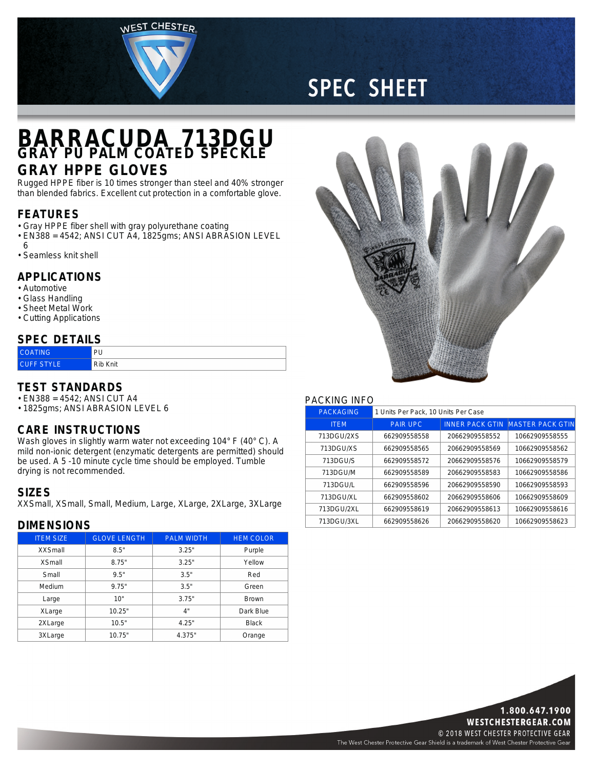# SPEC SHEET

# BARRACUDA 713DGU

## GRAY PU PALM COATED SPECKLE GRAY HPPE GLOVES

Rugged HPPE fiber is 10 times stronger than steel and 40% stronger than blended fabrics. Excellent cut protection in a comfortable glove.

## FEATURES

- Gray HPPE fiber shell with gray polyurethane coating
- EN388 = 4542; ANSI CUT A4, 1825gms; ANSI ABRASION LEVEL 6
- Seamless knit shell

## APPLICATIONS

- Automotive
- Glass Handling
- Sheet Metal Work
- Cutting Applications

## SPEC DETAILS

| | |
|---|---|
| COATING | PU |
| CUFF STYLE | Rib Knit |

## TEST STANDARDS

- EN388 = 4542; ANSI CUT A4
- 1825gms; ANSI ABRASION LEVEL 6

## CARE INSTRUCTIONS

Wash gloves in slightly warm water not exceeding 104° F (40° C). A mild non-ionic detergent (enzymatic detergents are permitted) should be used. A 5 -10 minute cycle time should be employed. Tumble drying is not recommended.

## SIZES

XXSmall, XSmall, Small, Medium, Large, XLarge, 2XLarge, 3XLarge

## DIMENSIONS

| ITEM SIZE | GLOVE LENGTH | PALM WIDTH | HEM COLOR |
|---|---|---|---|
| XXSmall | 8.5" | 3.25" | Purple |
| XSmall | 8.75" | 3.25" | Yellow |
| Small | 9.5" | 3.5" | Red |
| Medium | 9.75" | 3.5" | Green |
| Large | 10" | 3.75" | Brown |
| XLarge | 10.25" | 4" | Dark Blue |
| 2XLarge | 10.5" | 4.25" | Black |
| 3XLarge | 10.75" | 4.375" | Orange |

## PACKING INFO

| PACKAGING | 1 Units Per Pack, 10 Units Per Case | | |
|---|---|---|---|
| ITEM | PAIR UPC | INNER PACK GTIN | MASTER PACK GTIN |
| 713DGU/2XS | 662909558558 | 20662909558552 | 10662909558555 |
| 713DGU/XS | 662909558565 | 20662909558569 | 10662909558562 |
| 713DGU/S | 662909558572 | 20662909558576 | 10662909558579 |
| 713DGU/M | 662909558589 | 20662909558583 | 10662909558586 |
| 713DGU/L | 662909558596 | 20662909558590 | 10662909558593 |
| 713DGU/XL | 662909558602 | 20662909558606 | 10662909558609 |
| 713DGU/2XL | 662909558619 | 20662909558613 | 10662909558616 |
| 713DGU/3XL | 662909558626 | 20662909558620 | 10662909558623 |

**1.800.647.1900**
**WESTCHESTERGEAR.COM**
© 2018 WEST CHESTER PROTECTIVE GEAR
The West Chester Protective Gear Shield is a trademark of West Chester Protective Gear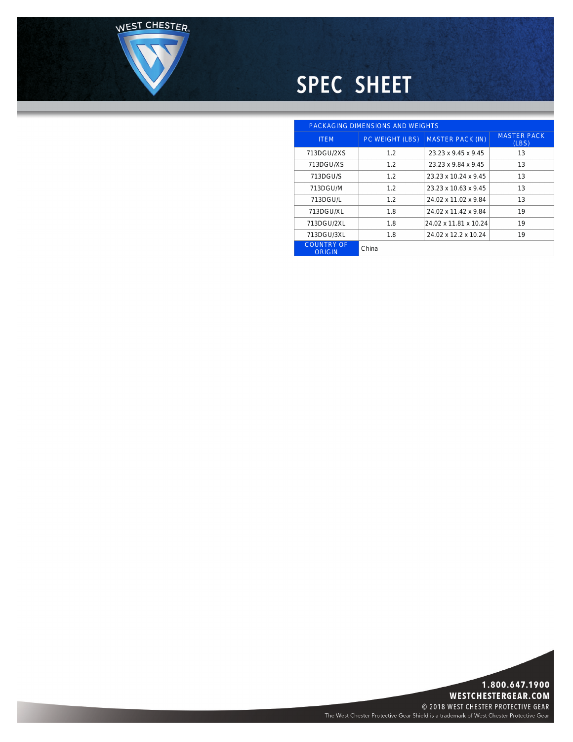# SPEC SHEET

| PACKAGING DIMENSIONS AND WEIGHTS | | | |
|---|---|---|---|
| ITEM | PC WEIGHT (LBS) | MASTER PACK (IN) | MASTER PACK (LBS) |
| 713DGU/2XS | 1.2 | 23.23 x 9.45 x 9.45 | 13 |
| 713DGU/XS | 1.2 | 23.23 x 9.84 x 9.45 | 13 |
| 713DGU/S | 1.2 | 23.23 x 10.24 x 9.45 | 13 |
| 713DGU/M | 1.2 | 23.23 x 10.63 x 9.45 | 13 |
| 713DGU/L | 1.2 | 24.02 x 11.02 x 9.84 | 13 |
| 713DGU/XL | 1.8 | 24.02 x 11.42 x 9.84 | 19 |
| 713DGU/2XL | 1.8 | 24.02 x 11.81 x 10.24 | 19 |
| 713DGU/3XL | 1.8 | 24.02 x 12.2 x 10.24 | 19 |
| COUNTRY OF ORIGIN | China | | |

**1.800.647.1900**
**WESTCHESTERGEAR.COM**
© 2018 WEST CHESTER PROTECTIVE GEAR
The West Chester Protective Gear Shield is a trademark of West Chester Protective Gear